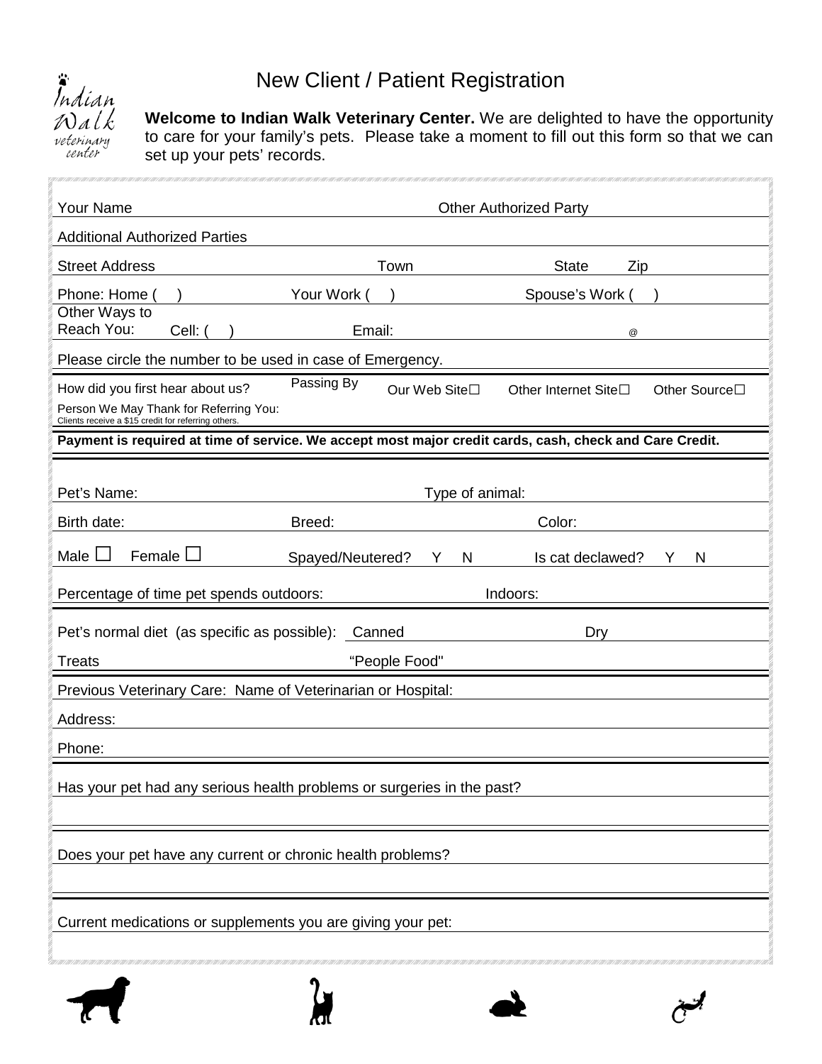Indian Walk veterinary center

# New Client / Patient Registration

**Welcome to Indian Walk Veterinary Center.** We are delighted to have the opportunity to care for your family's pets. Please take a moment to fill out this form so that we can set up your pets' records.

Your Name _______________ Other Authorized Party _______________

Additional Authorized Parties _______________

Street Address _______________ Town _______________ State _____ Zip _____

Phone: Home ( ) _______________ Your Work ( ) _______________ Spouse's Work ( ) _______________

Other Ways to Reach You: Cell: ( ) _______________ Email: _______________ @ _______________

Please circle the number to be used in case of Emergency.

How did you first hear about us? Passing By Our Web Site☐ Other Internet Site☐ Other Source☐

Person We May Thank for Referring You: _______________
Clients receive a $15 credit for referring others.

**Payment is required at time of service. We accept most major credit cards, cash, check and Care Credit.**

Pet's Name: _______________ Type of animal: _______________

Birth date: _______________ Breed: _______________ Color: _______________

Male ☐ Female ☐ Spayed/Neutered? Y N Is cat declawed? Y N

Percentage of time pet spends outdoors: _______________ Indoors: _______________

Pet's normal diet (as specific as possible): Canned _______________ Dry _______________

Treats _______________ "People Food" _______________

Previous Veterinary Care: Name of Veterinarian or Hospital: _______________

Address: _______________

Phone: _______________

Has your pet had any serious health problems or surgeries in the past?

_______________

Does your pet have any current or chronic health problems?

_______________

Current medications or supplements you are giving your pet:

_______________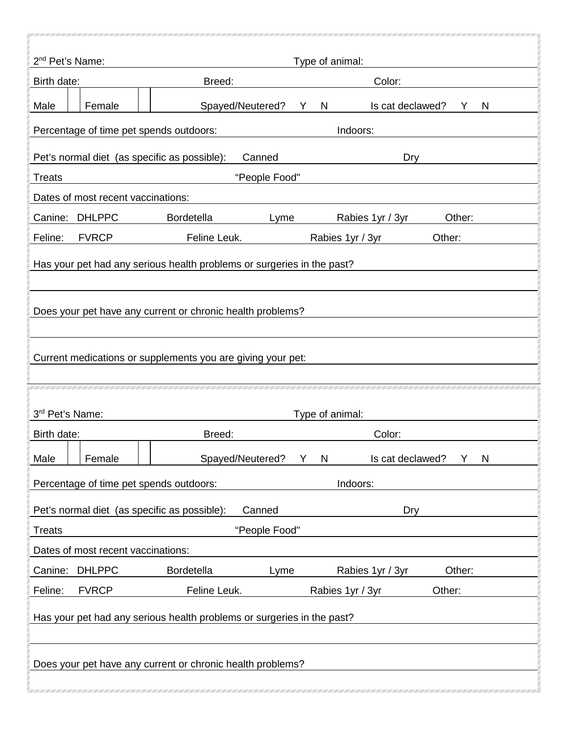2nd Pet's Name: ______________________ Type of animal: ______________________

Birth date: ______________ Breed: ______________ Color: ______________

Male ☐ Female ☐ Spayed/Neutered? Y N Is cat declawed? Y N

Percentage of time pet spends outdoors: ______________ Indoors: ______________

Pet's normal diet (as specific as possible): Canned ______________ Dry ______________

Treats ______________ "People Food" ______________

Dates of most recent vaccinations:

Canine: DHLPPC ______ Bordetella ______ Lyme ______ Rabies 1yr / 3yr ______ Other: ______

Feline: FVRCP ______ Feline Leuk. ______ Rabies 1yr / 3yr ______ Other: ______

Has your pet had any serious health problems or surgeries in the past? ______________________

______________________________________________________________________

Does your pet have any current or chronic health problems? ______________________

______________________________________________________________________

Current medications or supplements you are giving your pet: ______________________

______________________________________________________________________

3rd Pet's Name: ______________________ Type of animal: ______________________

Birth date: ______________ Breed: ______________ Color: ______________

Male ☐ Female ☐ Spayed/Neutered? Y N Is cat declawed? Y N

Percentage of time pet spends outdoors: ______________ Indoors: ______________

Pet's normal diet (as specific as possible): Canned ______________ Dry ______________

Treats ______________ "People Food" ______________

Dates of most recent vaccinations:

Canine: DHLPPC ______ Bordetella ______ Lyme ______ Rabies 1yr / 3yr ______ Other: ______

Feline: FVRCP ______ Feline Leuk. ______ Rabies 1yr / 3yr ______ Other: ______

Has your pet had any serious health problems or surgeries in the past? ______________________

______________________________________________________________________

Does your pet have any current or chronic health problems? ______________________

______________________________________________________________________